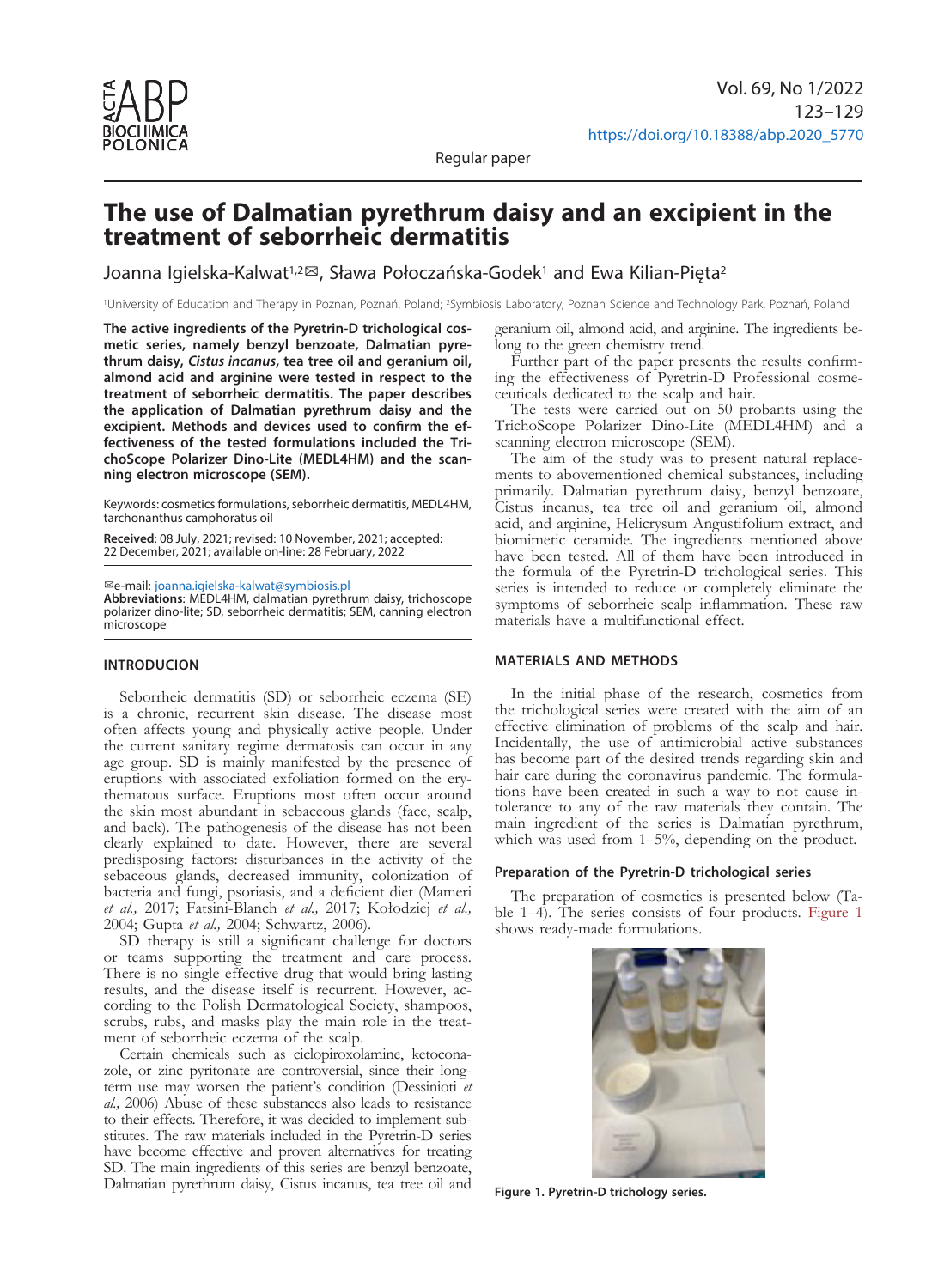Regular paper

# The use of Dalmatian pyrethrum daisy and an excipient in the treatment of seborrheic dermatitis

Joanna Igielska-Kalwat[1,2]✉, Sława Połoczańska-Godek[1] and Ewa Kilian-Pięta[2]

[1]University of Education and Therapy in Poznan, Poznań, Poland; [2]Symbiosis Laboratory, Poznan Science and Technology Park, Poznań, Poland

**The active ingredients of the Pyretrin-D trichological cosmetic series, namely benzyl benzoate, Dalmatian pyrethrum daisy, *Cistus incanus*, tea tree oil and geranium oil, almond acid and arginine were tested in respect to the treatment of seborrheic dermatitis. The paper describes the application of Dalmatian pyrethrum daisy and the excipient. Methods and devices used to confirm the effectiveness of the tested formulations included the TrichoScope Polarizer Dino-Lite (MEDL4HM) and the scanning electron microscope (SEM).**

Keywords: cosmetics formulations, seborrheic dermatitis, MEDL4HM, tarchonanthus camphoratus oil

**Received**: 08 July, 2021; revised: 10 November, 2021; accepted: 22 December, 2021; available on-line: 28 February, 2022

✉e-mail: joanna.igielska-kalwat@symbiosis.pl
**Abbreviations**: MEDL4HM, dalmatian pyrethrum daisy, trichoscope polarizer dino-lite; SD, seborrheic dermatitis; SEM, canning electron microscope

## INTRODUCION

Seborrheic dermatitis (SD) or seborrheic eczema (SE) is a chronic, recurrent skin disease. The disease most often affects young and physically active people. Under the current sanitary regime dermatosis can occur in any age group. SD is mainly manifested by the presence of eruptions with associated exfoliation formed on the erythematous surface. Eruptions most often occur around the skin most abundant in sebaceous glands (face, scalp, and back). The pathogenesis of the disease has not been clearly explained to date. However, there are several predisposing factors: disturbances in the activity of the sebaceous glands, decreased immunity, colonization of bacteria and fungi, psoriasis, and a deficient diet (Mameri *et al.,* 2017; Fatsini-Blanch *et al.,* 2017; Kołodziej *et al.,* 2004; Gupta *et al.,* 2004; Schwartz, 2006).

SD therapy is still a significant challenge for doctors or teams supporting the treatment and care process. There is no single effective drug that would bring lasting results, and the disease itself is recurrent. However, according to the Polish Dermatological Society, shampoos, scrubs, rubs, and masks play the main role in the treatment of seborrheic eczema of the scalp.

Certain chemicals such as ciclopiroxolamine, ketoconazole, or zinc pyritonate are controversial, since their long-term use may worsen the patient's condition (Dessinioti *et al.,* 2006) Abuse of these substances also leads to resistance to their effects. Therefore, it was decided to implement substitutes. The raw materials included in the Pyretrin-D series have become effective and proven alternatives for treating SD. The main ingredients of this series are benzyl benzoate, Dalmatian pyrethrum daisy, Cistus incanus, tea tree oil and geranium oil, almond acid, and arginine. The ingredients belong to the green chemistry trend.

Further part of the paper presents the results confirming the effectiveness of Pyretrin-D Professional cosmeceuticals dedicated to the scalp and hair.

The tests were carried out on 50 probants using the TrichoScope Polarizer Dino-Lite (MEDL4HM) and a scanning electron microscope (SEM).

The aim of the study was to present natural replacements to abovementioned chemical substances, including primarily. Dalmatian pyrethrum daisy, benzyl benzoate, Cistus incanus, tea tree oil and geranium oil, almond acid, and arginine, Helicrysum Angustifolium extract, and biomimetic ceramide. The ingredients mentioned above have been tested. All of them have been introduced in the formula of the Pyretrin-D trichological series. This series is intended to reduce or completely eliminate the symptoms of seborrheic scalp inflammation. These raw materials have a multifunctional effect.

## MATERIALS AND METHODS

In the initial phase of the research, cosmetics from the trichological series were created with the aim of an effective elimination of problems of the scalp and hair. Incidentally, the use of antimicrobial active substances has become part of the desired trends regarding skin and hair care during the coronavirus pandemic. The formulations have been created in such a way to not cause intolerance to any of the raw materials they contain. The main ingredient of the series is Dalmatian pyrethrum, which was used from 1–5%, depending on the product.

### Preparation of the Pyretrin-D trichological series

The preparation of cosmetics is presented below (Table 1–4). The series consists of four products. Figure 1 shows ready-made formulations.

**Figure 1. Pyretrin-D trichology series.**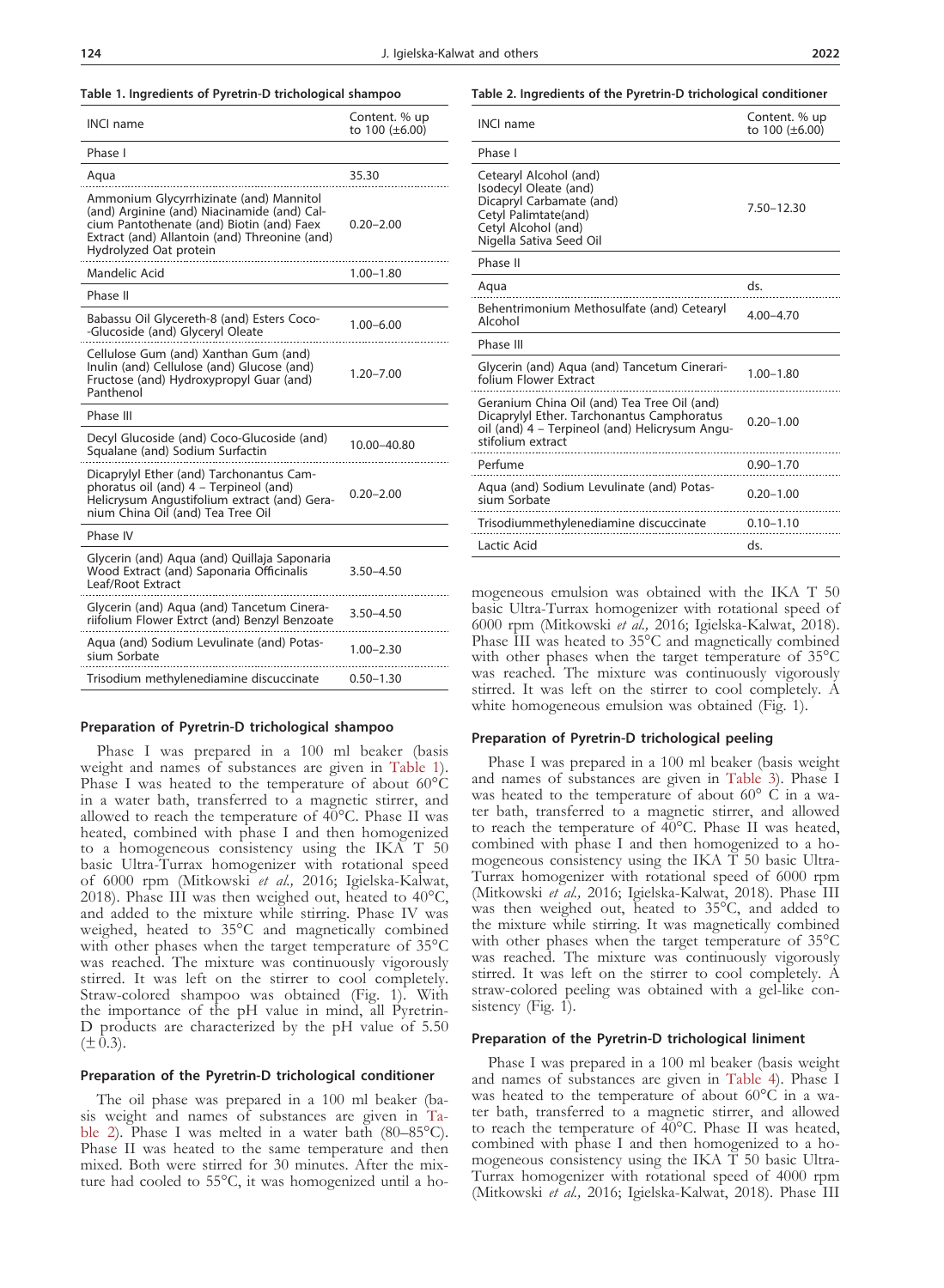**Table 1. Ingredients of Pyretrin-D trichological shampoo**

| INCI name | Content. % up to 100 (±6.00) |
|---|---|
| Phase I | |
| Aqua | 35.30 |
| Ammonium Glycyrrhizinate (and) Mannitol (and) Arginine (and) Niacinamide (and) Calcium Pantothenate (and) Biotin (and) Faex Extract (and) Allantoin (and) Threonine (and) Hydrolyzed Oat protein | 0.20–2.00 |
| Mandelic Acid | 1.00–1.80 |
| Phase II | |
| Babassu Oil Glycereth-8 (and) Esters Coco--Glucoside (and) Glyceryl Oleate | 1.00–6.00 |
| Cellulose Gum (and) Xanthan Gum (and) Inulin (and) Cellulose (and) Glucose (and) Fructose (and) Hydroxypropyl Guar (and) Panthenol | 1.20–7.00 |
| Phase III | |
| Decyl Glucoside (and) Coco-Glucoside (and) Squalane (and) Sodium Surfactin | 10.00–40.80 |
| Dicaprylyl Ether (and) Tarchonantus Camphoratus oil (and) 4 – Terpineol (and) Helicrysum Angustifolium extract (and) Geranium China Oil (and) Tea Tree Oil | 0.20–2.00 |
| Phase IV | |
| Glycerin (and) Aqua (and) Quillaja Saponaria Wood Extract (and) Saponaria Officinalis Leaf/Root Extract | 3.50–4.50 |
| Glycerin (and) Aqua (and) Tancetum Cinerariifolium Flower Extrct (and) Benzyl Benzoate | 3.50–4.50 |
| Aqua (and) Sodium Levulinate (and) Potassium Sorbate | 1.00–2.30 |
| Trisodium methylenediamine discuccinate | 0.50–1.30 |

### Preparation of Pyretrin-D trichological shampoo

Phase I was prepared in a 100 ml beaker (basis weight and names of substances are given in Table 1). Phase I was heated to the temperature of about 60°C in a water bath, transferred to a magnetic stirrer, and allowed to reach the temperature of 40°C. Phase II was heated, combined with phase I and then homogenized to a homogeneous consistency using the IKA T 50 basic Ultra-Turrax homogenizer with rotational speed of 6000 rpm (Mitkowski *et al.,* 2016; Igielska-Kalwat, 2018). Phase III was then weighed out, heated to 40°C, and added to the mixture while stirring. Phase IV was weighed, heated to 35°C and magnetically combined with other phases when the target temperature of 35°C was reached. The mixture was continuously vigorously stirred. It was left on the stirrer to cool completely. Straw-colored shampoo was obtained (Fig. 1). With the importance of the pH value in mind, all Pyretrin-D products are characterized by the pH value of 5.50 (± 0.3).

### Preparation of the Pyretrin-D trichological conditioner

The oil phase was prepared in a 100 ml beaker (basis weight and names of substances are given in Table 2). Phase I was melted in a water bath (80–85°C). Phase II was heated to the same temperature and then mixed. Both were stirred for 30 minutes. After the mixture had cooled to 55°C, it was homogenized until a homogeneous emulsion was obtained with the IKA T 50 basic Ultra-Turrax homogenizer with rotational speed of 6000 rpm (Mitkowski *et al.,* 2016; Igielska-Kalwat, 2018). Phase III was heated to 35°C and magnetically combined with other phases when the target temperature of 35°C was reached. The mixture was continuously vigorously stirred. It was left on the stirrer to cool completely. A white homogeneous emulsion was obtained (Fig. 1).

**Table 2. Ingredients of the Pyretrin-D trichological conditioner**

| INCI name | Content. % up to 100 (±6.00) |
|---|---|
| Phase I | |
| Cetearyl Alcohol (and) Isodecyl Oleate (and) Dicapryl Carbamate (and) Cetyl Palimtate(and) Cetyl Alcohol (and) Nigella Sativa Seed Oil | 7.50–12.30 |
| Phase II | |
| Aqua | ds. |
| Behentrimonium Methosulfate (and) Cetearyl Alcohol | 4.00–4.70 |
| Phase III | |
| Glycerin (and) Aqua (and) Tancetum Cinerarifolium Flower Extract | 1.00–1.80 |
| Geranium China Oil (and) Tea Tree Oil (and) Dicaprylyl Ether. Tarchonantus Camphoratus oil (and) 4 – Terpineol (and) Helicrysum Angustifolium extract | 0.20–1.00 |
| Perfume | 0.90–1.70 |
| Aqua (and) Sodium Levulinate (and) Potassium Sorbate | 0.20–1.00 |
| Trisodiummethylenediamine discuccinate | 0.10–1.10 |
| Lactic Acid | ds. |

### Preparation of Pyretrin-D trichological peeling

Phase I was prepared in a 100 ml beaker (basis weight and names of substances are given in Table 3). Phase I was heated to the temperature of about 60° C in a water bath, transferred to a magnetic stirrer, and allowed to reach the temperature of 40°C. Phase II was heated, combined with phase I and then homogenized to a homogeneous consistency using the IKA T 50 basic Ultra-Turrax homogenizer with rotational speed of 6000 rpm (Mitkowski *et al.,* 2016; Igielska-Kalwat, 2018). Phase III was then weighed out, heated to 35°C, and added to the mixture while stirring. It was magnetically combined with other phases when the target temperature of 35°C was reached. The mixture was continuously vigorously stirred. It was left on the stirrer to cool completely. A straw-colored peeling was obtained with a gel-like consistency (Fig. 1).

### Preparation of the Pyretrin-D trichological liniment

Phase I was prepared in a 100 ml beaker (basis weight and names of substances are given in Table 4). Phase I was heated to the temperature of about 60°C in a water bath, transferred to a magnetic stirrer, and allowed to reach the temperature of 40°C. Phase II was heated, combined with phase I and then homogenized to a homogeneous consistency using the IKA T 50 basic Ultra-Turrax homogenizer with rotational speed of 4000 rpm (Mitkowski *et al.,* 2016; Igielska-Kalwat, 2018). Phase III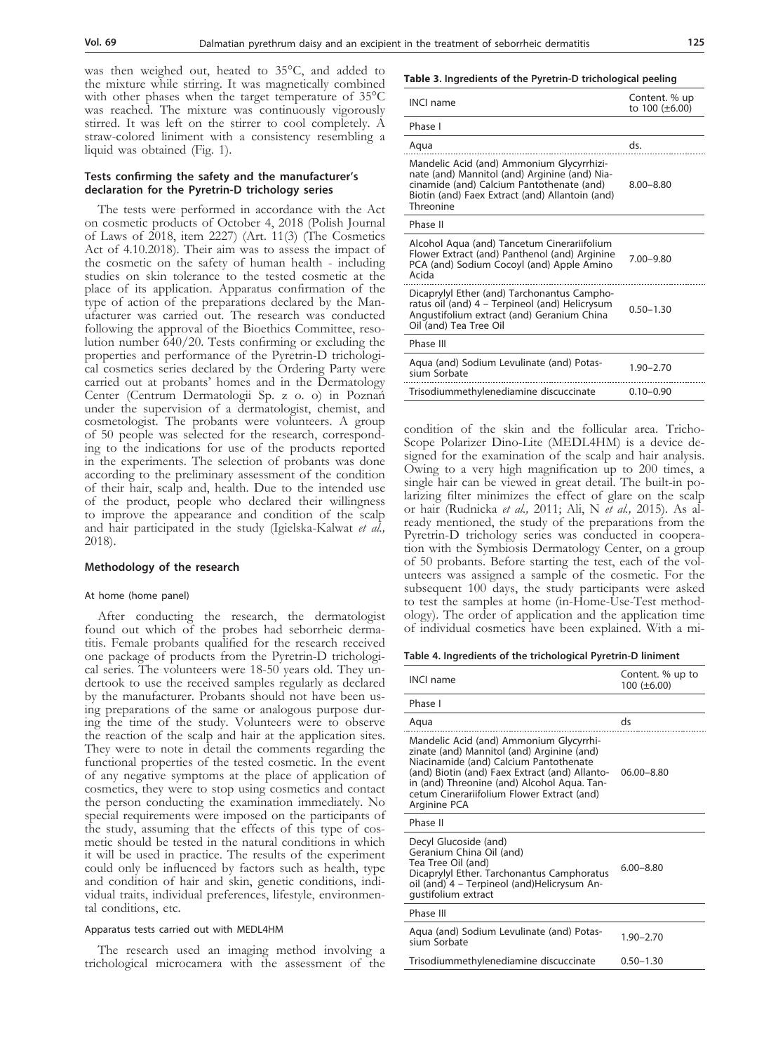was then weighed out, heated to 35°C, and added to the mixture while stirring. It was magnetically combined with other phases when the target temperature of 35°C was reached. The mixture was continuously vigorously stirred. It was left on the stirrer to cool completely. A straw-colored liniment with a consistency resembling a liquid was obtained (Fig. 1).

#### Tests confirming the safety and the manufacturer's declaration for the Pyretrin-D trichology series

The tests were performed in accordance with the Act on cosmetic products of October 4, 2018 (Polish Journal of Laws of 2018, item 2227) (Art. 11(3) (The Cosmetics Act of 4.10.2018). Their aim was to assess the impact of the cosmetic on the safety of human health - including studies on skin tolerance to the tested cosmetic at the place of its application. Apparatus confirmation of the type of action of the preparations declared by the Manufacturer was carried out. The research was conducted following the approval of the Bioethics Committee, resolution number 640/20. Tests confirming or excluding the properties and performance of the Pyretrin-D trichological cosmetics series declared by the Ordering Party were carried out at probants' homes and in the Dermatology Center (Centrum Dermatologii Sp. z o. o) in Poznań under the supervision of a dermatologist, chemist, and cosmetologist. The probants were volunteers. A group of 50 people was selected for the research, corresponding to the indications for use of the products reported in the experiments. The selection of probants was done according to the preliminary assessment of the condition of their hair, scalp and, health. Due to the intended use of the product, people who declared their willingness to improve the appearance and condition of the scalp and hair participated in the study (Igielska-Kalwat *et al.,* 2018).

#### Methodology of the research

##### At home (home panel)

After conducting the research, the dermatologist found out which of the probes had seborrheic dermatitis. Female probants qualified for the research received one package of products from the Pyretrin-D trichological series. The volunteers were 18-50 years old. They undertook to use the received samples regularly as declared by the manufacturer. Probants should not have been using preparations of the same or analogous purpose during the time of the study. Volunteers were to observe the reaction of the scalp and hair at the application sites. They were to note in detail the comments regarding the functional properties of the tested cosmetic. In the event of any negative symptoms at the place of application of cosmetics, they were to stop using cosmetics and contact the person conducting the examination immediately. No special requirements were imposed on the participants of the study, assuming that the effects of this type of cosmetic should be tested in the natural conditions in which it will be used in practice. The results of the experiment could only be influenced by factors such as health, type and condition of hair and skin, genetic conditions, individual traits, individual preferences, lifestyle, environmental conditions, etc.

##### Apparatus tests carried out with MEDL4HM

The research used an imaging method involving a trichological microcamera with the assessment of the condition of the skin and the follicular area. TrichoScope Polarizer Dino-Lite (MEDL4HM) is a device designed for the examination of the scalp and hair analysis. Owing to a very high magnification up to 200 times, a single hair can be viewed in great detail. The built-in polarizing filter minimizes the effect of glare on the scalp or hair (Rudnicka *et al.,* 2011; Ali, N *et al.,* 2015). As already mentioned, the study of the preparations from the Pyretrin-D trichology series was conducted in cooperation with the Symbiosis Dermatology Center, on a group of 50 probants. Before starting the test, each of the volunteers was assigned a sample of the cosmetic. For the subsequent 100 days, the study participants were asked to test the samples at home (in-Home-Use-Test methodology). The order of application and the application time of individual cosmetics have been explained. With a mi-

**Table 3. Ingredients of the Pyretrin-D trichological peeling**

| INCI name | Content. % up to 100 (±6.00) |
|---|---|
| Phase I | |
| Aqua | ds. |
| Mandelic Acid (and) Ammonium Glycyrrhizinate (and) Mannitol (and) Arginine (and) Niacinamide (and) Calcium Pantothenate (and) Biotin (and) Faex Extract (and) Allantoin (and) Threonine | 8.00–8.80 |
| Phase II | |
| Alcohol Aqua (and) Tancetum Cinerariifolium Flower Extract (and) Panthenol (and) Arginine PCA (and) Sodium Cocoyl (and) Apple Amino Acida | 7.00–9.80 |
| Dicaprylyl Ether (and) Tarchonantus Camphoratus oil (and) 4 – Terpineol (and) Helicrysum Angustifolium extract (and) Geranium China Oil (and) Tea Tree Oil | 0.50–1.30 |
| Phase III | |
| Aqua (and) Sodium Levulinate (and) Potassium Sorbate | 1.90–2.70 |
| Trisodiummethylenediamine discuccinate | 0.10–0.90 |

**Table 4. Ingredients of the trichological Pyretrin-D liniment**

| INCI name | Content. % up to 100 (±6.00) |
|---|---|
| Phase I | |
| Aqua | ds |
| Mandelic Acid (and) Ammonium Glycyrrhizinate (and) Mannitol (and) Arginine (and) Niacinamide (and) Calcium Pantothenate (and) Biotin (and) Faex Extract (and) Allantoin (and) Threonine (and) Alcohol Aqua. Tancetum Cinerariifolium Flower Extract (and) Arginine PCA | 06.00–8.80 |
| Phase II | |
| Decyl Glucoside (and) Geranium China Oil (and) Tea Tree Oil (and) Dicaprylyl Ether. Tarchonantus Camphoratus oil (and) 4 – Terpineol (and)Helicrysum Angustifolium extract | 6.00–8.80 |
| Phase III | |
| Aqua (and) Sodium Levulinate (and) Potassium Sorbate | 1.90–2.70 |
| Trisodiummethylenediamine discuccinate | 0.50–1.30 |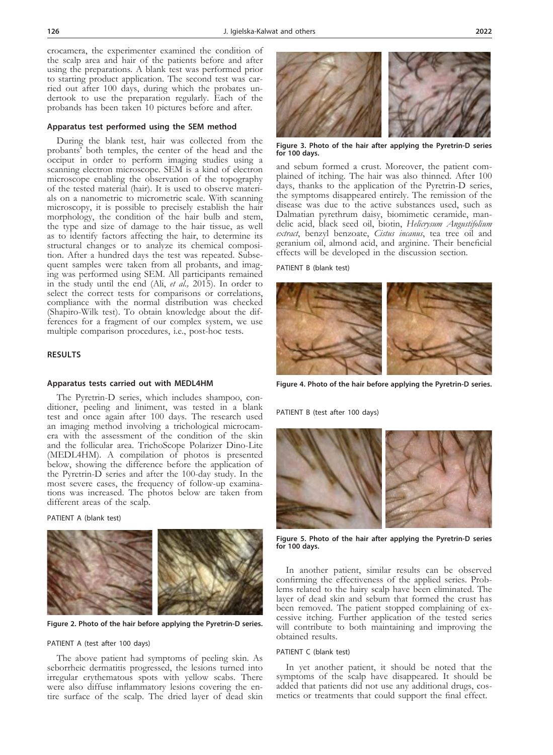crocamera, the experimenter examined the condition of the scalp area and hair of the patients before and after using the preparations. A blank test was performed prior to starting product application. The second test was carried out after 100 days, during which the probates undertook to use the preparation regularly. Each of the probands has been taken 10 pictures before and after.

### Apparatus test performed using the SEM method

During the blank test, hair was collected from the probants' both temples, the center of the head and the occiput in order to perform imaging studies using a scanning electron microscope. SEM is a kind of electron microscope enabling the observation of the topography of the tested material (hair). It is used to observe materials on a nanometric to micrometric scale. With scanning microscopy, it is possible to precisely establish the hair morphology, the condition of the hair bulb and stem, the type and size of damage to the hair tissue, as well as to identify factors affecting the hair, to determine its structural changes or to analyze its chemical composition. After a hundred days the test was repeated. Subsequent samples were taken from all probants, and imaging was performed using SEM. All participants remained in the study until the end (Ali, *et al.,* 2015). In order to select the correct tests for comparisons or correlations, compliance with the normal distribution was checked (Shapiro-Wilk test). To obtain knowledge about the differences for a fragment of our complex system, we use multiple comparison procedures, i.e., post-hoc tests.

## RESULTS

### Apparatus tests carried out with MEDL4HM

The Pyretrin-D series, which includes shampoo, conditioner, peeling and liniment, was tested in a blank test and once again after 100 days. The research used an imaging method involving a trichological microcamera with the assessment of the condition of the skin and the follicular area. TrichoScope Polarizer Dino-Lite (MEDL4HM). A compilation of photos is presented below, showing the difference before the application of the Pyretrin-D series and after the 100-day study. In the most severe cases, the frequency of follow-up examinations was increased. The photos below are taken from different areas of the scalp.

PATIENT A (blank test)

**Figure 2. Photo of the hair before applying the Pyretrin-D series.**

PATIENT A (test after 100 days)

**Figure 3. Photo of the hair after applying the Pyretrin-D series for 100 days.**

The above patient had symptoms of peeling skin. As seborrheic dermatitis progressed, the lesions turned into irregular erythematous spots with yellow scabs. There were also diffuse inflammatory lesions covering the entire surface of the scalp. The dried layer of dead skin and sebum formed a crust. Moreover, the patient complained of itching. The hair was also thinned. After 100 days, thanks to the application of the Pyretrin-D series, the symptoms disappeared entirely. The remission of the disease was due to the active substances used, such as Dalmatian pyrethrum daisy, biomimetic ceramide, mandelic acid, black seed oil, biotin, *Helicrysum Angustifolium extract*, benzyl benzoate, *Cistus incanus*, tea tree oil and geranium oil, almond acid, and arginine. Their beneficial effects will be developed in the discussion section.

PATIENT B (blank test)

**Figure 4. Photo of the hair before applying the Pyretrin-D series.**

PATIENT B (test after 100 days)

**Figure 5. Photo of the hair after applying the Pyretrin-D series for 100 days.**

In another patient, similar results can be observed confirming the effectiveness of the applied series. Problems related to the hairy scalp have been eliminated. The layer of dead skin and sebum that formed the crust has been removed. The patient stopped complaining of excessive itching. Further application of the tested series will contribute to both maintaining and improving the obtained results.

PATIENT C (blank test)

In yet another patient, it should be noted that the symptoms of the scalp have disappeared. It should be added that patients did not use any additional drugs, cosmetics or treatments that could support the final effect.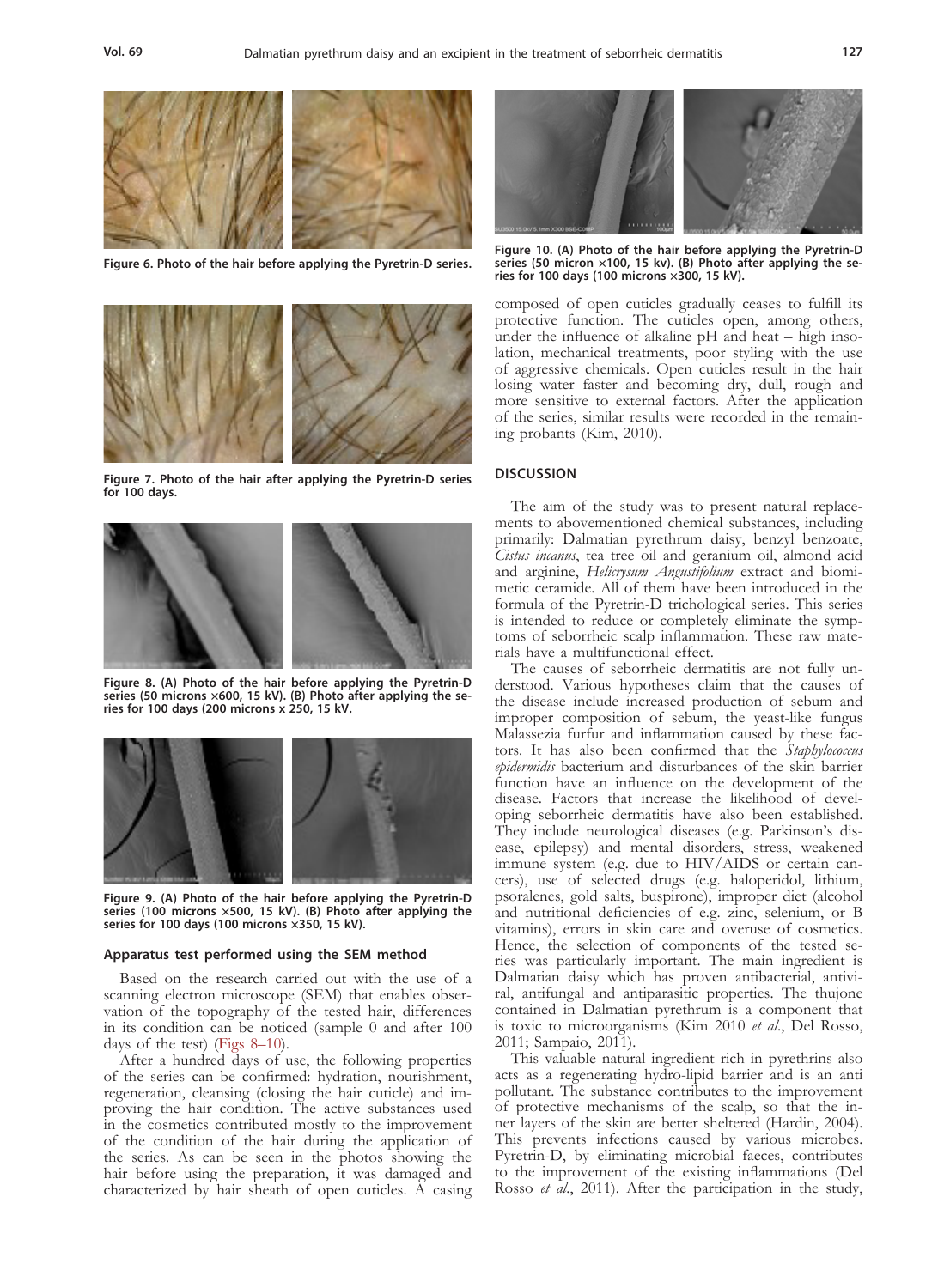Figure 6. Photo of the hair before applying the Pyretrin-D series.

Figure 7. Photo of the hair after applying the Pyretrin-D series for 100 days.

Figure 8. (A) Photo of the hair before applying the Pyretrin-D series (50 microns ×600, 15 kV). (B) Photo after applying the series for 100 days (200 microns x 250, 15 kV.

Figure 9. (A) Photo of the hair before applying the Pyretrin-D series (100 microns ×500, 15 kV). (B) Photo after applying the series for 100 days (100 microns ×350, 15 kV).

### Apparatus test performed using the SEM method

Based on the research carried out with the use of a scanning electron microscope (SEM) that enables observation of the topography of the tested hair, differences in its condition can be noticed (sample 0 and after 100 days of the test) (Figs 8–10).

After a hundred days of use, the following properties of the series can be confirmed: hydration, nourishment, regeneration, cleansing (closing the hair cuticle) and improving the hair condition. The active substances used in the cosmetics contributed mostly to the improvement of the condition of the hair during the application of the series. As can be seen in the photos showing the hair before using the preparation, it was damaged and characterized by hair sheath of open cuticles. A casing composed of open cuticles gradually ceases to fulfill its protective function. The cuticles open, among others, under the influence of alkaline pH and heat – high insolation, mechanical treatments, poor styling with the use of aggressive chemicals. Open cuticles result in the hair losing water faster and becoming dry, dull, rough and more sensitive to external factors. After the application of the series, similar results were recorded in the remaining probants (Kim, 2010).

Figure 10. (A) Photo of the hair before applying the Pyretrin-D series (50 micron ×100, 15 kv). (B) Photo after applying the series for 100 days (100 microns ×300, 15 kV).

## DISCUSSION

The aim of the study was to present natural replacements to abovementioned chemical substances, including primarily: Dalmatian pyrethrum daisy, benzyl benzoate, *Cistus incanus*, tea tree oil and geranium oil, almond acid and arginine, *Helicrysum Angustifolium* extract and biomimetic ceramide. All of them have been introduced in the formula of the Pyretrin-D trichological series. This series is intended to reduce or completely eliminate the symptoms of seborrheic scalp inflammation. These raw materials have a multifunctional effect.

The causes of seborrheic dermatitis are not fully understood. Various hypotheses claim that the causes of the disease include increased production of sebum and improper composition of sebum, the yeast-like fungus Malassezia furfur and inflammation caused by these factors. It has also been confirmed that the *Staphylococcus epidermidis* bacterium and disturbances of the skin barrier function have an influence on the development of the disease. Factors that increase the likelihood of developing seborrheic dermatitis have also been established. They include neurological diseases (e.g. Parkinson's disease, epilepsy) and mental disorders, stress, weakened immune system (e.g. due to HIV/AIDS or certain cancers), use of selected drugs (e.g. haloperidol, lithium, psoralenes, gold salts, buspirone), improper diet (alcohol and nutritional deficiencies of e.g. zinc, selenium, or B vitamins), errors in skin care and overuse of cosmetics. Hence, the selection of components of the tested series was particularly important. The main ingredient is Dalmatian daisy which has proven antibacterial, antiviral, antifungal and antiparasitic properties. The thujone contained in Dalmatian pyrethrum is a component that is toxic to microorganisms (Kim 2010 *et al*., Del Rosso, 2011; Sampaio, 2011).

This valuable natural ingredient rich in pyrethrins also acts as a regenerating hydro-lipid barrier and is an anti pollutant. The substance contributes to the improvement of protective mechanisms of the scalp, so that the inner layers of the skin are better sheltered (Hardin, 2004). This prevents infections caused by various microbes. Pyretrin-D, by eliminating microbial faeces, contributes to the improvement of the existing inflammations (Del Rosso *et al*., 2011). After the participation in the study,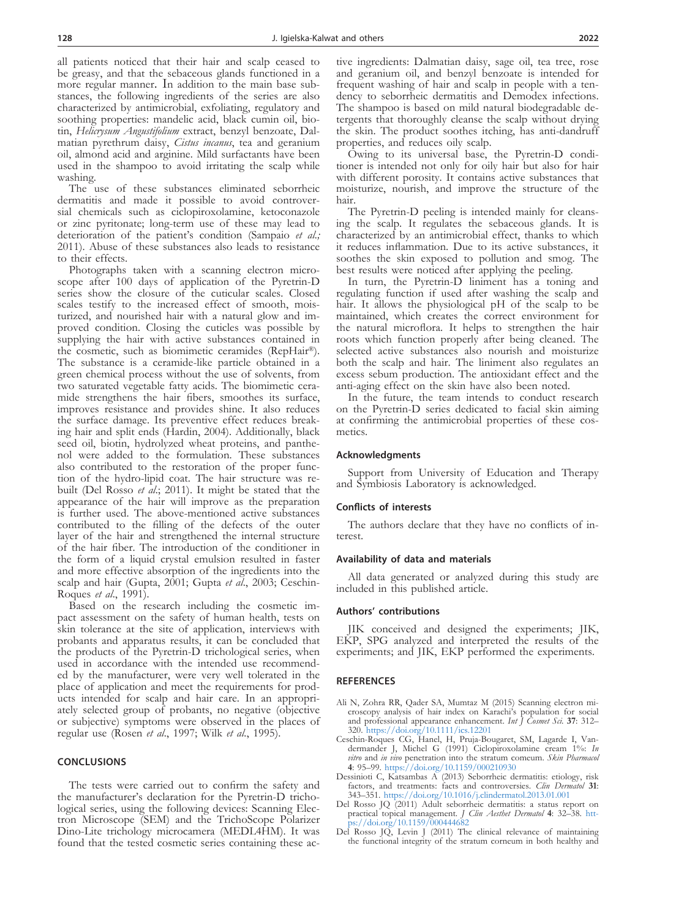all patients noticed that their hair and scalp ceased to be greasy, and that the sebaceous glands functioned in a more regular manner. In addition to the main base substances, the following ingredients of the series are also characterized by antimicrobial, exfoliating, regulatory and soothing properties: mandelic acid, black cumin oil, biotin, *Helicrysum Angustifolium* extract, benzyl benzoate, Dalmatian pyrethrum daisy, *Cistus incanus*, tea and geranium oil, almond acid and arginine. Mild surfactants have been used in the shampoo to avoid irritating the scalp while washing.

The use of these substances eliminated seborrheic dermatitis and made it possible to avoid controversial chemicals such as ciclopiroxolamine, ketoconazole or zinc pyritonate; long-term use of these may lead to deterioration of the patient's condition (Sampaio *et al.;* 2011). Abuse of these substances also leads to resistance to their effects.

Photographs taken with a scanning electron microscope after 100 days of application of the Pyretrin-D series show the closure of the cuticular scales. Closed scales testify to the increased effect of smooth, moisturized, and nourished hair with a natural glow and improved condition. Closing the cuticles was possible by supplying the hair with active substances contained in the cosmetic, such as biomimetic ceramides (RepHair®). The substance is a ceramide-like particle obtained in a green chemical process without the use of solvents, from two saturated vegetable fatty acids. The biomimetic ceramide strengthens the hair fibers, smoothes its surface, improves resistance and provides shine. It also reduces the surface damage. Its preventive effect reduces breaking hair and split ends (Hardin, 2004). Additionally, black seed oil, biotin, hydrolyzed wheat proteins, and panthenol were added to the formulation. These substances also contributed to the restoration of the proper function of the hydro-lipid coat. The hair structure was rebuilt (Del Rosso *et al*.; 2011). It might be stated that the appearance of the hair will improve as the preparation is further used. The above-mentioned active substances contributed to the filling of the defects of the outer layer of the hair and strengthened the internal structure of the hair fiber. The introduction of the conditioner in the form of a liquid crystal emulsion resulted in faster and more effective absorption of the ingredients into the scalp and hair (Gupta, 2001; Gupta *et al*., 2003; Ceschin-Roques *et al*., 1991).

Based on the research including the cosmetic impact assessment on the safety of human health, tests on skin tolerance at the site of application, interviews with probants and apparatus results, it can be concluded that the products of the Pyretrin-D trichological series, when used in accordance with the intended use recommended by the manufacturer, were very well tolerated in the place of application and meet the requirements for products intended for scalp and hair care. In an appropriately selected group of probants, no negative (objective or subjective) symptoms were observed in the places of regular use (Rosen *et al*., 1997; Wilk *et al*., 1995).

## CONCLUSIONS

The tests were carried out to confirm the safety and the manufacturer's declaration for the Pyretrin-D trichological series, using the following devices: Scanning Electron Microscope (SEM) and the TrichoScope Polarizer Dino-Lite trichology microcamera (MEDL4HM). It was found that the tested cosmetic series containing these active ingredients: Dalmatian daisy, sage oil, tea tree, rose and geranium oil, and benzyl benzoate is intended for frequent washing of hair and scalp in people with a tendency to seborrheic dermatitis and Demodex infections. The shampoo is based on mild natural biodegradable detergents that thoroughly cleanse the scalp without drying the skin. The product soothes itching, has anti-dandruff properties, and reduces oily scalp.

Owing to its universal base, the Pyretrin-D conditioner is intended not only for oily hair but also for hair with different porosity. It contains active substances that moisturize, nourish, and improve the structure of the hair.

The Pyretrin-D peeling is intended mainly for cleansing the scalp. It regulates the sebaceous glands. It is characterized by an antimicrobial effect, thanks to which it reduces inflammation. Due to its active substances, it soothes the skin exposed to pollution and smog. The best results were noticed after applying the peeling.

In turn, the Pyretrin-D liniment has a toning and regulating function if used after washing the scalp and hair. It allows the physiological pH of the scalp to be maintained, which creates the correct environment for the natural microflora. It helps to strengthen the hair roots which function properly after being cleaned. The selected active substances also nourish and moisturize both the scalp and hair. The liniment also regulates an excess sebum production. The antioxidant effect and the anti-aging effect on the skin have also been noted.

In the future, the team intends to conduct research on the Pyretrin-D series dedicated to facial skin aiming at confirming the antimicrobial properties of these cosmetics.

### Acknowledgments

Support from University of Education and Therapy and Symbiosis Laboratory is acknowledged.

### Conflicts of interests

The authors declare that they have no conflicts of interest.

### Availability of data and materials

All data generated or analyzed during this study are included in this published article.

### Authors' contributions

JIK conceived and designed the experiments; JIK, EKP, SPG analyzed and interpreted the results of the experiments; and JIK, EKP performed the experiments.

## REFERENCES

Ali N, Zohra RR, Qader SA, Mumtaz M (2015) Scanning electron microscopy analysis of hair index on Karachi's population for social and professional appearance enhancement. *Int J Cosmet Sci.* **37**: 312–320. https://doi.org/10.1111/ics.12201

Ceschin-Roques CG, Hanel, H, Pruja-Bougaret, SM, Lagarde I, Vandermander J, Michel G (1991) Ciclopiroxolamine cream 1%: *In vitro* and *in vivo* penetration into the stratum comeum. *Skin Pharmacol* **4**: 95–99. https://doi.org/10.1159/000210930

Dessinioti C, Katsambas A (2013) Seborrheic dermatitis: etiology, risk factors, and treatments: facts and controversies. *Clin Dermatol* **31**: 343–351. https://doi.org/10.1016/j.clindermatol.2013.01.001

Del Rosso JQ (2011) Adult seborrheic dermatitis: a status report on practical topical management. *J Clin Aesthet Dermatol* **4**: 32–38. https://doi.org/10.1159/000444682

Del Rosso JQ, Levin J (2011) The clinical relevance of maintaining the functional integrity of the stratum corneum in both healthy and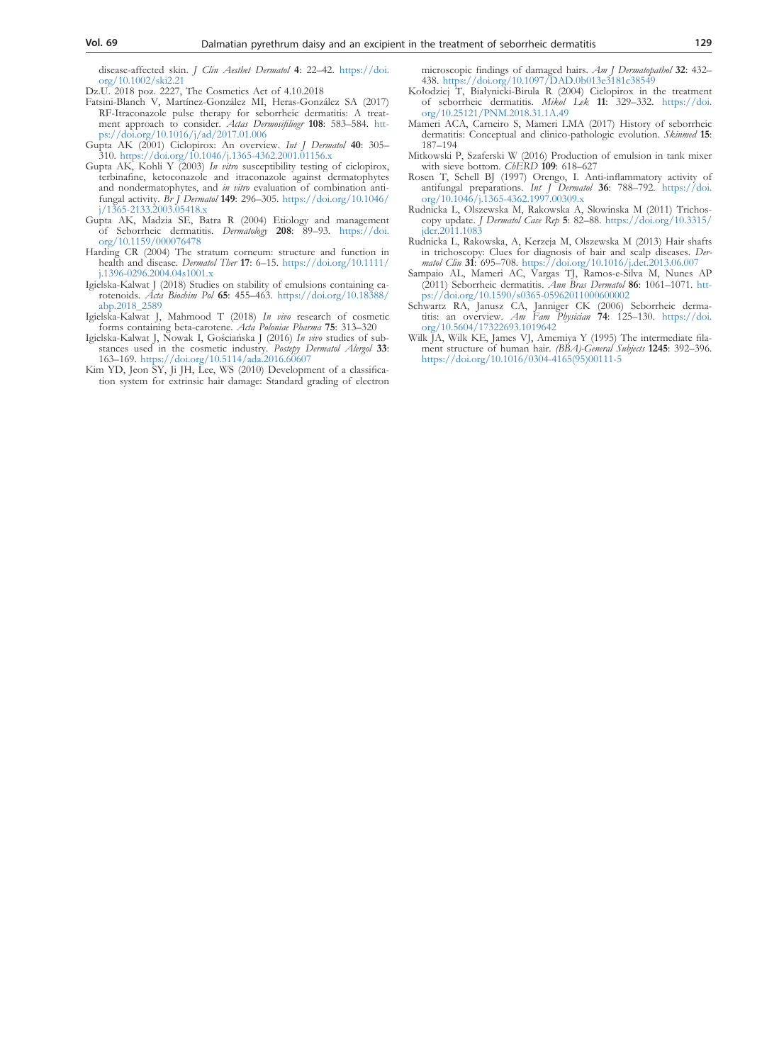disease-affected skin. *J Clin Aesthet Dermatol* **4**: 22–42. https://doi.org/10.1002/ski2.21

Dz.U. 2018 poz. 2227, The Cosmetics Act of 4.10.2018

Fatsini-Blanch V, Martínez-González MI, Heras-González SA (2017) RF-Itraconazole pulse therapy for seborrheic dermatitis: A treatment approach to consider. *Actas Dermosifiliogr* **108**: 583–584. https://doi.org/10.1016/j/ad/2017.01.006

Gupta AK (2001) Ciclopirox: An overview. *Int J Dermatol* **40**: 305–310. https://doi.org/10.1046/j.1365-4362.2001.01156.x

Gupta AK, Kohli Y (2003) *In vitro* susceptibility testing of ciclopirox, terbinafine, ketoconazole and itraconazole against dermatophytes and nondermatophytes, and *in vitro* evaluation of combination antifungal activity. *Br J Dermatol* **149**: 296–305. https://doi.org/10.1046/j/1365-2133.2003.05418.x

Gupta AK, Madzia SE, Batra R (2004) Etiology and management of Seborrheic dermatitis. *Dermatology* **208**: 89–93. https://doi.org/10.1159/000076478

Harding CR (2004) The stratum corneum: structure and function in health and disease. *Dermatol Ther* **17**: 6–15. https://doi.org/10.1111/j.1396-0296.2004.04s1001.x

Igielska-Kalwat J (2018) Studies on stability of emulsions containing carotenoids. *Acta Biochim Pol* **65**: 455–463. https://doi.org/10.18388/abp.2018_2589

Igielska-Kalwat J, Mahmood T (2018) *In vivo* research of cosmetic forms containing beta-carotene. *Acta Poloniae Pharma* **75**: 313–320

Igielska-Kalwat J, Nowak I, Gościańska J (2016) *In vivo* studies of substances used in the cosmetic industry. *Postepy Dermatol Alergol* **33**: 163–169. https://doi.org/10.5114/ada.2016.60607

Kim YD, Jeon SY, Ji JH, Lee, WS (2010) Development of a classification system for extrinsic hair damage: Standard grading of electron microscopic findings of damaged hairs. *Am J Dermatopathol* **32**: 432–438. https://doi.org/10.1097/DAD.0b013e3181c38549

Kołodziej T, Białynicki-Birula R (2004) Ciclopirox in the treatment of seborrheic dermatitis. *Mikol Lek* **11**: 329–332. https://doi.org/10.25121/PNM.2018.31.1A.49

Mameri ACA, Carneiro S, Mameri LMA (2017) History of seborrheic dermatitis: Conceptual and clinico-pathologic evolution. *Skinmed* **15**: 187–194

Mitkowski P, Szaferski W (2016) Production of emulsion in tank mixer with sieve bottom. *ChERD* **109**: 618–627

Rosen T, Schell BJ (1997) Orengo, I. Anti-inflammatory activity of antifungal preparations. *Int J Dermatol* **36**: 788–792. https://doi.org/10.1046/j.1365-4362.1997.00309.x

Rudnicka L, Olszewska M, Rakowska A, Slowinska M (2011) Trichoscopy update. *J Dermatol Case Rep* **5**: 82–88. https://doi.org/10.3315/jdcr.2011.1083

Rudnicka L, Rakowska, A, Kerzeja M, Olszewska M (2013) Hair shafts in trichoscopy: Clues for diagnosis of hair and scalp diseases. *Dermatol Clin* **31**: 695–708. https://doi.org/10.1016/j.det.2013.06.007

Sampaio AL, Mameri AC, Vargas TJ, Ramos-e-Silva M, Nunes AP (2011) Seborrheic dermatitis. *Ann Bras Dermatol* **86**: 1061–1071. https://doi.org/10.1590/s0365-05962011000600002

Schwartz RA, Janusz CA, Janniger CK (2006) Seborrheic dermatitis: an overview. *Am Fam Physician* **74**: 125–130. https://doi.org/10.5604/17322693.1019642

Wilk JA, Wilk KE, James VJ, Amemiya Y (1995) The intermediate filament structure of human hair. *(BBA)-General Subjects* **1245**: 392–396. https://doi.org/10.1016/0304-4165(95)00111-5